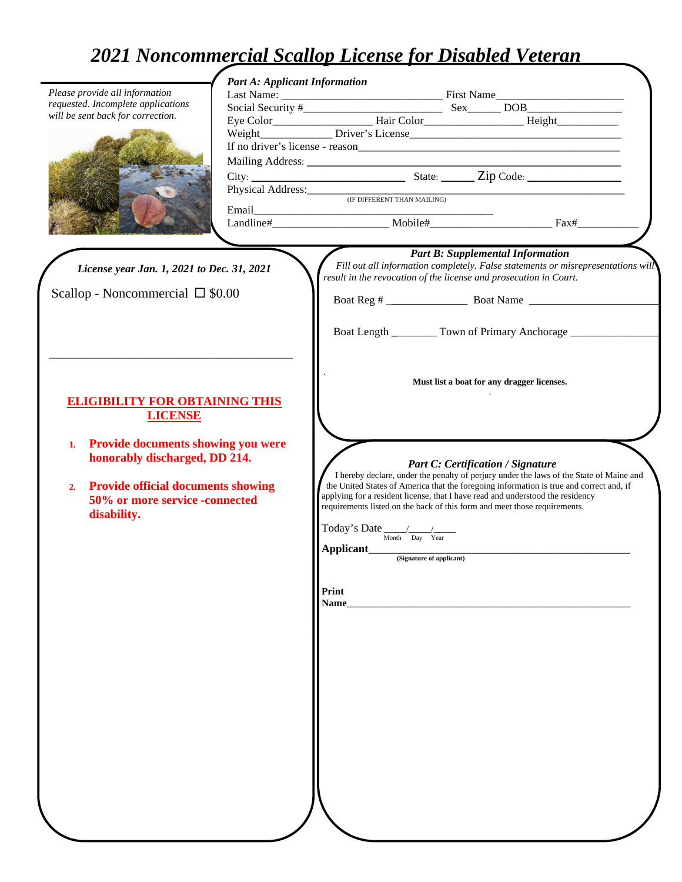# *2021 Noncommercial Scallop License for Disabled Veteran*

*Please provide all information requested. Incomplete applications will be sent back for correction.*

***Part A: Applicant Information***

Last Name: ______________________________ First Name________________________

Social Security #__________________________ Sex______ DOB_________________

Eye Color__________________ Hair Color__________________ Height___________

Weight_____________ Driver's License_______________________________________

If no driver's license - reason______________________________________________

Mailing Address: ___________________________________________________

City: ___________________________ State: ______ Zip Code: ________________

Physical Address:___________________________________________________
(IF DIFFERENT THAN MAILING)

Email____________________________________________

Landline#_____________________ Mobile#______________________ Fax#___________

***License year Jan. 1, 2021 to Dec. 31, 2021***

Scallop - Noncommercial ☐ $0.00

_____________________________________________

**ELIGIBILITY FOR OBTAINING THIS LICENSE**

1. **Provide documents showing you were honorably discharged, DD 214.**
2. **Provide official documents showing 50% or more service -connected disability.**

***Part B: Supplemental Information***

*Fill out all information completely. False statements or misrepresentations will result in the revocation of the license and prosecution in Court.*

Boat Reg # ______________ Boat Name ______________________

Boat Length ________ Town of Primary Anchorage ________________

**Must list a boat for any dragger licenses.**

***Part C: Certification / Signature***

I hereby declare, under the penalty of perjury under the laws of the State of Maine and the United States of America that the foregoing information is true and correct and, if applying for a resident license, that I have read and understood the residency requirements listed on the back of this form and meet those requirements.

Today's Date ____/____/____
Month Day Year

**Applicant**_____________________________________________
**(Signature of applicant)**

**Print Name**_____________________________________________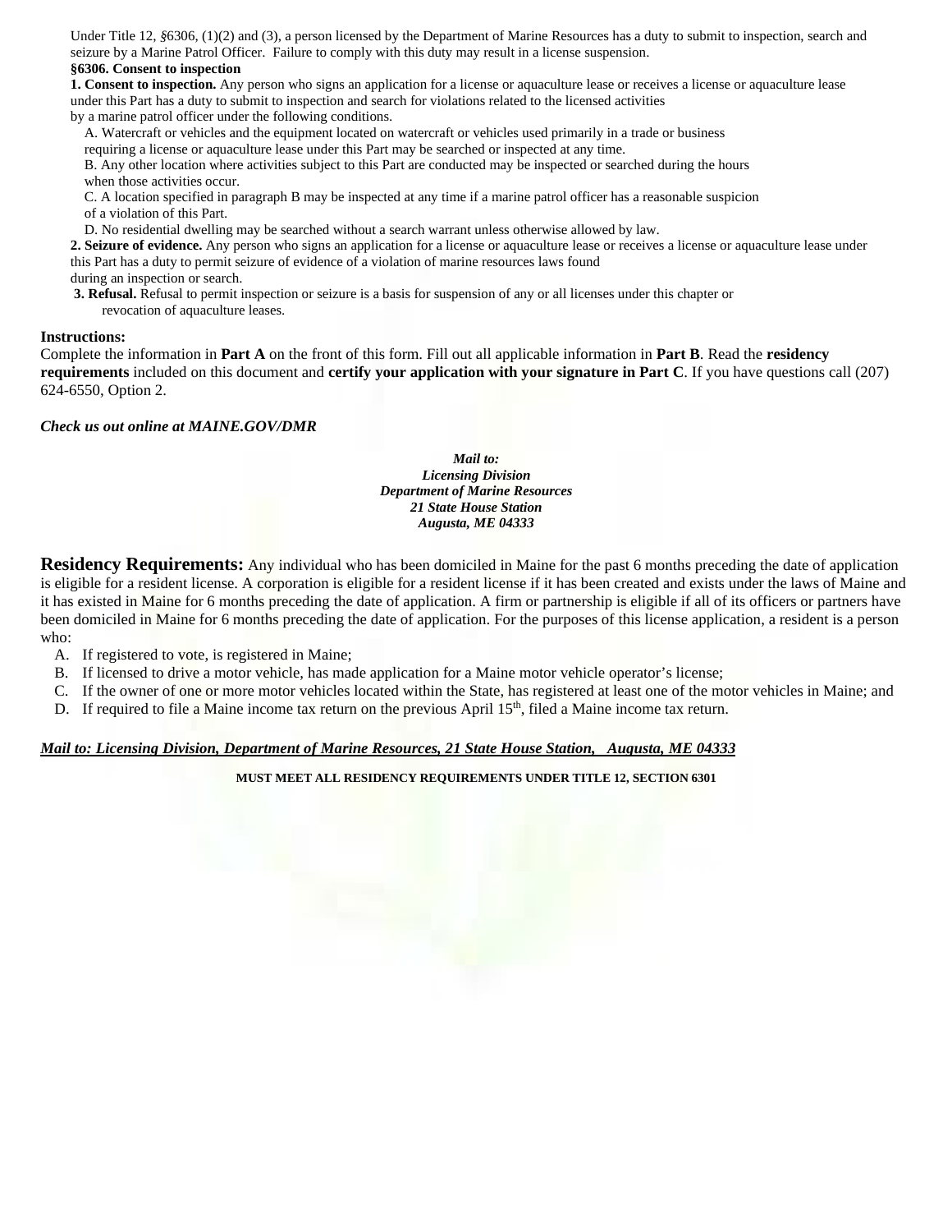Under Title 12, §6306, (1)(2) and (3), a person licensed by the Department of Marine Resources has a duty to submit to inspection, search and seizure by a Marine Patrol Officer. Failure to comply with this duty may result in a license suspension.

**§6306. Consent to inspection**

**1. Consent to inspection.** Any person who signs an application for a license or aquaculture lease or receives a license or aquaculture lease under this Part has a duty to submit to inspection and search for violations related to the licensed activities by a marine patrol officer under the following conditions.

A. Watercraft or vehicles and the equipment located on watercraft or vehicles used primarily in a trade or business requiring a license or aquaculture lease under this Part may be searched or inspected at any time.

B. Any other location where activities subject to this Part are conducted may be inspected or searched during the hours when those activities occur.

C. A location specified in paragraph B may be inspected at any time if a marine patrol officer has a reasonable suspicion of a violation of this Part.

D. No residential dwelling may be searched without a search warrant unless otherwise allowed by law.

**2. Seizure of evidence.** Any person who signs an application for a license or aquaculture lease or receives a license or aquaculture lease under this Part has a duty to permit seizure of evidence of a violation of marine resources laws found during an inspection or search.

**3. Refusal.** Refusal to permit inspection or seizure is a basis for suspension of any or all licenses under this chapter or revocation of aquaculture leases.

**Instructions:**
Complete the information in **Part A** on the front of this form. Fill out all applicable information in **Part B**. Read the **residency requirements** included on this document and **certify your application with your signature in Part C**. If you have questions call (207) 624-6550, Option 2.

***Check us out online at MAINE.GOV/DMR***

***Mail to:***
***Licensing Division***
***Department of Marine Resources***
***21 State House Station***
***Augusta, ME 04333***

**Residency Requirements:** Any individual who has been domiciled in Maine for the past 6 months preceding the date of application is eligible for a resident license. A corporation is eligible for a resident license if it has been created and exists under the laws of Maine and it has existed in Maine for 6 months preceding the date of application. A firm or partnership is eligible if all of its officers or partners have been domiciled in Maine for 6 months preceding the date of application. For the purposes of this license application, a resident is a person who:

A. If registered to vote, is registered in Maine;
B. If licensed to drive a motor vehicle, has made application for a Maine motor vehicle operator's license;
C. If the owner of one or more motor vehicles located within the State, has registered at least one of the motor vehicles in Maine; and
D. If required to file a Maine income tax return on the previous April 15th, filed a Maine income tax return.

***Mail to: Licensing Division, Department of Marine Resources, 21 State House Station, Augusta, ME 04333***

**MUST MEET ALL RESIDENCY REQUIREMENTS UNDER TITLE 12, SECTION 6301**